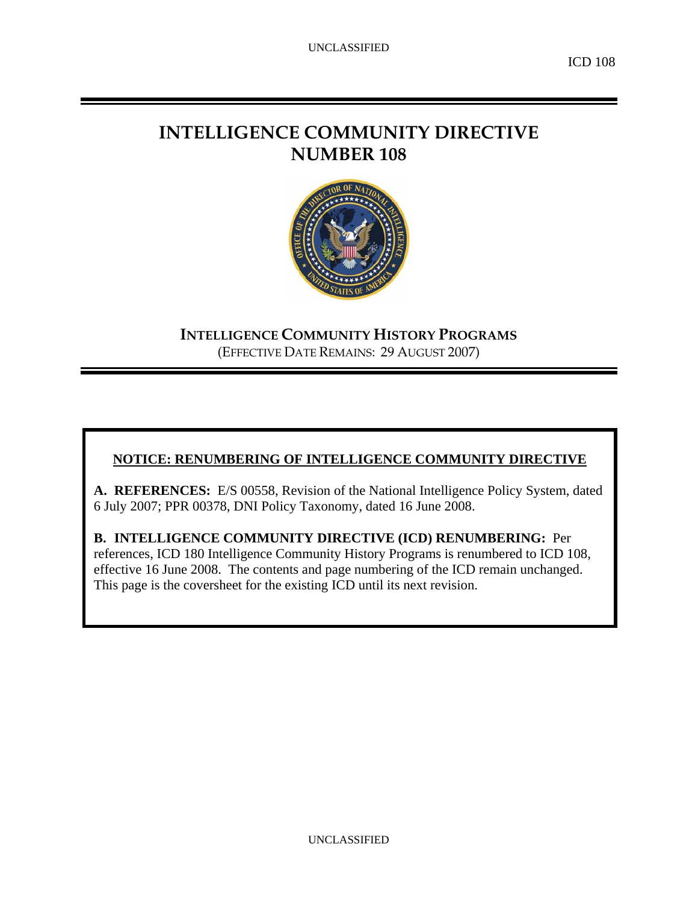# INTELLIGENCE COMMUNITY DIRECTIVE NUMBER 108

## INTELLIGENCE COMMUNITY HISTORY PROGRAMS

(EFFECTIVE DATE REMAINS: 29 AUGUST 2007)

**NOTICE: RENUMBERING OF INTELLIGENCE COMMUNITY DIRECTIVE**

**A. REFERENCES:** E/S 00558, Revision of the National Intelligence Policy System, dated 6 July 2007; PPR 00378, DNI Policy Taxonomy, dated 16 June 2008.

**B. INTELLIGENCE COMMUNITY DIRECTIVE (ICD) RENUMBERING:** Per references, ICD 180 Intelligence Community History Programs is renumbered to ICD 108, effective 16 June 2008. The contents and page numbering of the ICD remain unchanged. This page is the coversheet for the existing ICD until its next revision.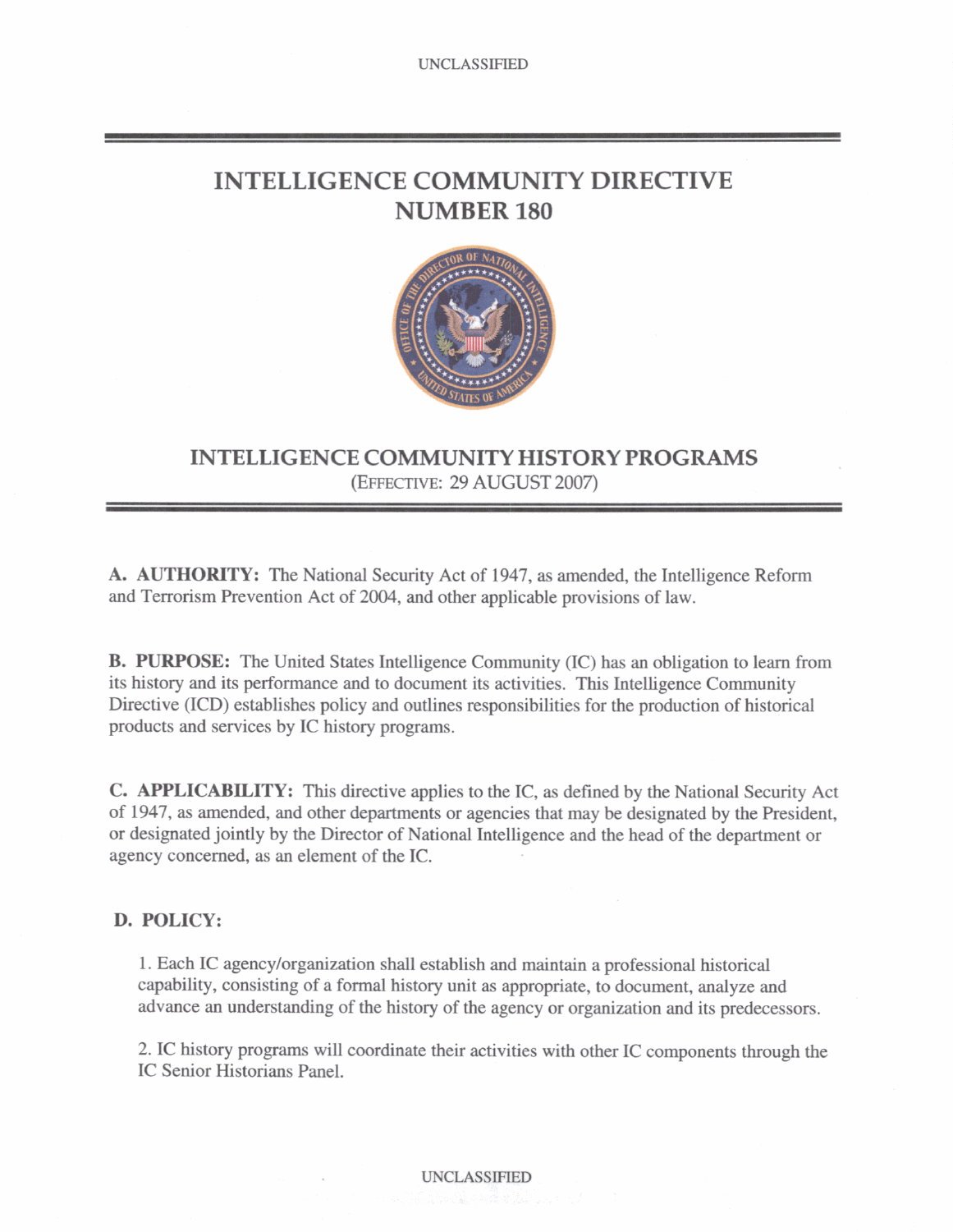# INTELLIGENCE COMMUNITY DIRECTIVE NUMBER 180

## INTELLIGENCE COMMUNITY HISTORY PROGRAMS

(EFFECTIVE: 29 AUGUST 2007)

**A. AUTHORITY:** The National Security Act of 1947, as amended, the Intelligence Reform and Terrorism Prevention Act of 2004, and other applicable provisions of law.

**B. PURPOSE:** The United States Intelligence Community (IC) has an obligation to learn from its history and its performance and to document its activities. This Intelligence Community Directive (ICD) establishes policy and outlines responsibilities for the production of historical products and services by IC history programs.

**C. APPLICABILITY:** This directive applies to the IC, as defined by the National Security Act of 1947, as amended, and other departments or agencies that may be designated by the President, or designated jointly by the Director of National Intelligence and the head of the department or agency concerned, as an element of the IC.

**D. POLICY:**

1. Each IC agency/organization shall establish and maintain a professional historical capability, consisting of a formal history unit as appropriate, to document, analyze and advance an understanding of the history of the agency or organization and its predecessors.

2. IC history programs will coordinate their activities with other IC components through the IC Senior Historians Panel.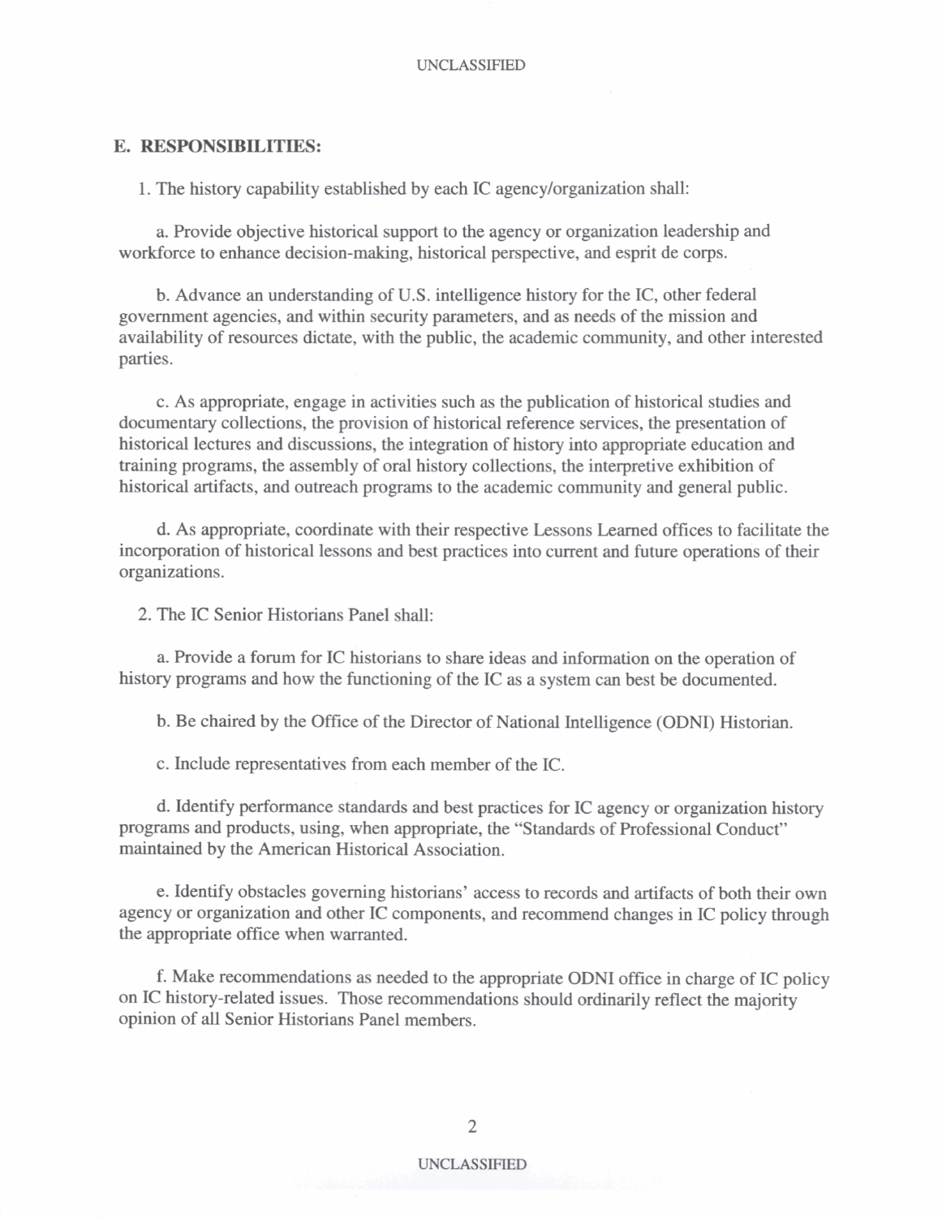## E. RESPONSIBILITIES:

1. The history capability established by each IC agency/organization shall:

   a. Provide objective historical support to the agency or organization leadership and workforce to enhance decision-making, historical perspective, and esprit de corps.

   b. Advance an understanding of U.S. intelligence history for the IC, other federal government agencies, and within security parameters, and as needs of the mission and availability of resources dictate, with the public, the academic community, and other interested parties.

   c. As appropriate, engage in activities such as the publication of historical studies and documentary collections, the provision of historical reference services, the presentation of historical lectures and discussions, the integration of history into appropriate education and training programs, the assembly of oral history collections, the interpretive exhibition of historical artifacts, and outreach programs to the academic community and general public.

   d. As appropriate, coordinate with their respective Lessons Learned offices to facilitate the incorporation of historical lessons and best practices into current and future operations of their organizations.

2. The IC Senior Historians Panel shall:

   a. Provide a forum for IC historians to share ideas and information on the operation of history programs and how the functioning of the IC as a system can best be documented.

   b. Be chaired by the Office of the Director of National Intelligence (ODNI) Historian.

   c. Include representatives from each member of the IC.

   d. Identify performance standards and best practices for IC agency or organization history programs and products, using, when appropriate, the "Standards of Professional Conduct" maintained by the American Historical Association.

   e. Identify obstacles governing historians' access to records and artifacts of both their own agency or organization and other IC components, and recommend changes in IC policy through the appropriate office when warranted.

   f. Make recommendations as needed to the appropriate ODNI office in charge of IC policy on IC history-related issues. Those recommendations should ordinarily reflect the majority opinion of all Senior Historians Panel members.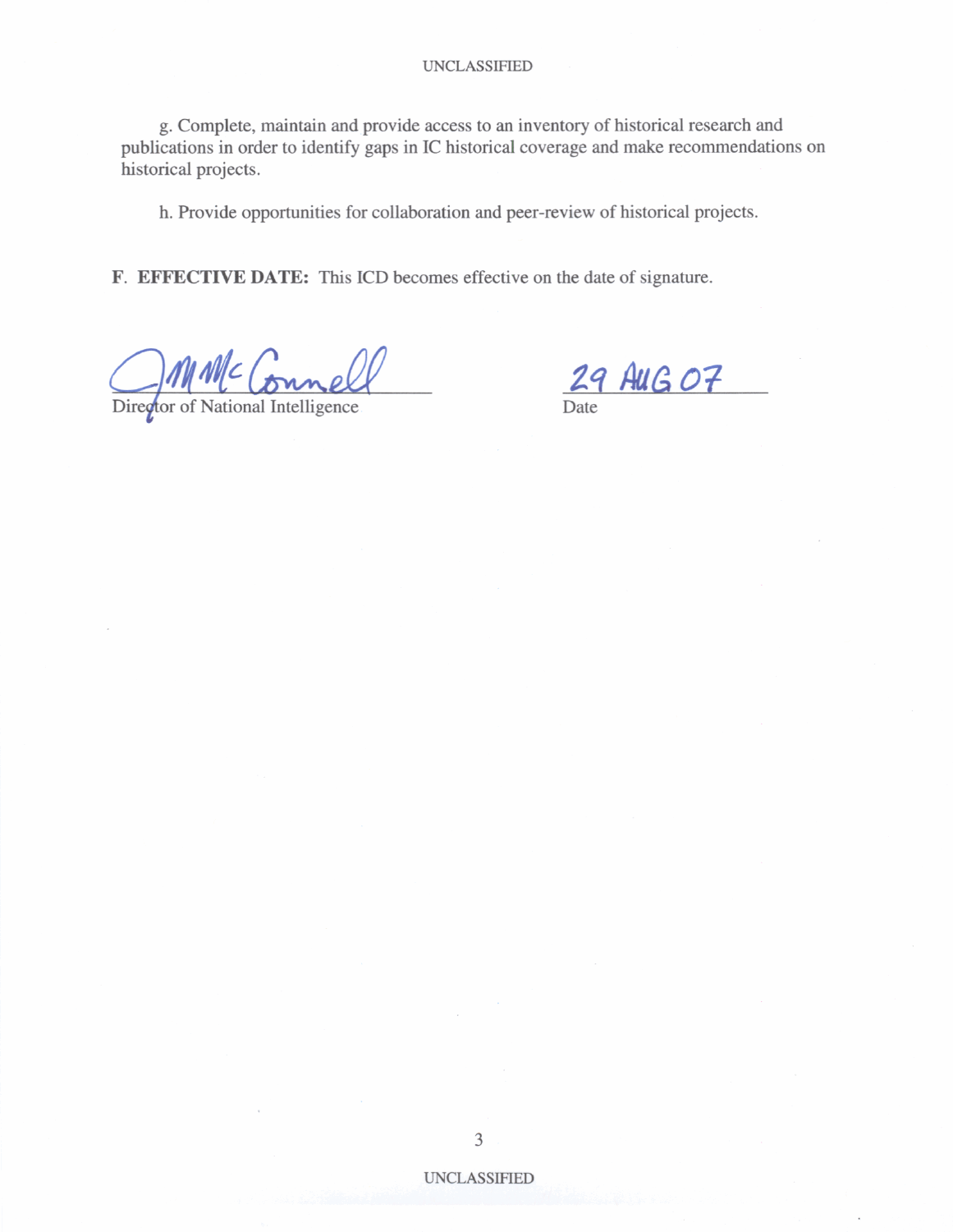g. Complete, maintain and provide access to an inventory of historical research and publications in order to identify gaps in IC historical coverage and make recommendations on historical projects.

h. Provide opportunities for collaboration and peer-review of historical projects.

**F. EFFECTIVE DATE:** This ICD becomes effective on the date of signature.

J M McConnell
Director of National Intelligence

29 AUG 07
Date